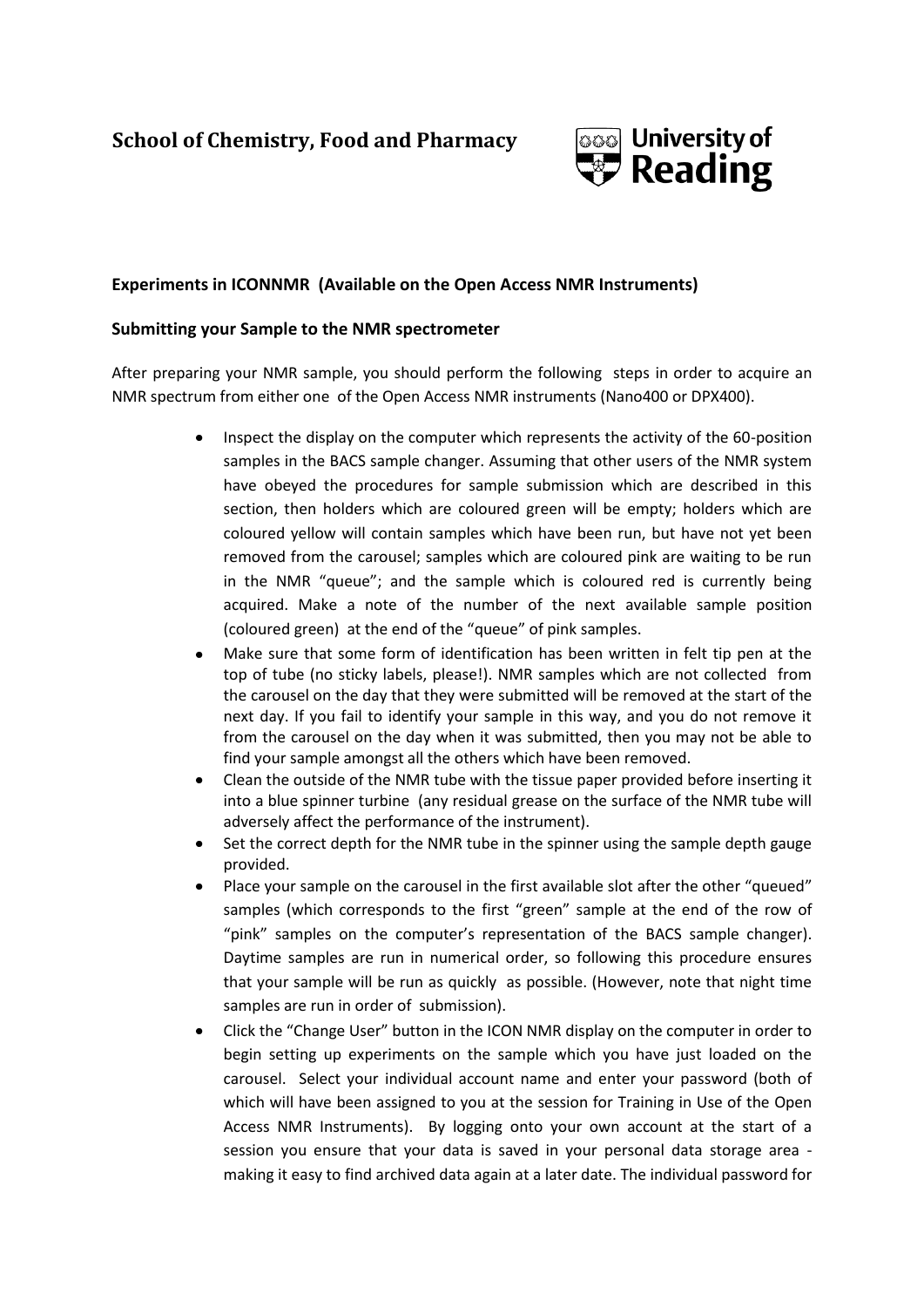# School of Chemistry, Food and Pharmacy

University of Reading

## Experiments in ICONNMR (Available on the Open Access NMR Instruments)

### Submitting your Sample to the NMR spectrometer

After preparing your NMR sample, you should perform the following steps in order to acquire an NMR spectrum from either one of the Open Access NMR instruments (Nano400 or DPX400).

- Inspect the display on the computer which represents the activity of the 60-position samples in the BACS sample changer. Assuming that other users of the NMR system have obeyed the procedures for sample submission which are described in this section, then holders which are coloured green will be empty; holders which are coloured yellow will contain samples which have been run, but have not yet been removed from the carousel; samples which are coloured pink are waiting to be run in the NMR "queue"; and the sample which is coloured red is currently being acquired. Make a note of the number of the next available sample position (coloured green) at the end of the "queue" of pink samples.
- Make sure that some form of identification has been written in felt tip pen at the top of tube (no sticky labels, please!). NMR samples which are not collected from the carousel on the day that they were submitted will be removed at the start of the next day. If you fail to identify your sample in this way, and you do not remove it from the carousel on the day when it was submitted, then you may not be able to find your sample amongst all the others which have been removed.
- Clean the outside of the NMR tube with the tissue paper provided before inserting it into a blue spinner turbine (any residual grease on the surface of the NMR tube will adversely affect the performance of the instrument).
- Set the correct depth for the NMR tube in the spinner using the sample depth gauge provided.
- Place your sample on the carousel in the first available slot after the other "queued" samples (which corresponds to the first "green" sample at the end of the row of "pink" samples on the computer's representation of the BACS sample changer). Daytime samples are run in numerical order, so following this procedure ensures that your sample will be run as quickly as possible. (However, note that night time samples are run in order of submission).
- Click the "Change User" button in the ICON NMR display on the computer in order to begin setting up experiments on the sample which you have just loaded on the carousel. Select your individual account name and enter your password (both of which will have been assigned to you at the session for Training in Use of the Open Access NMR Instruments). By logging onto your own account at the start of a session you ensure that your data is saved in your personal data storage area - making it easy to find archived data again at a later date. The individual password for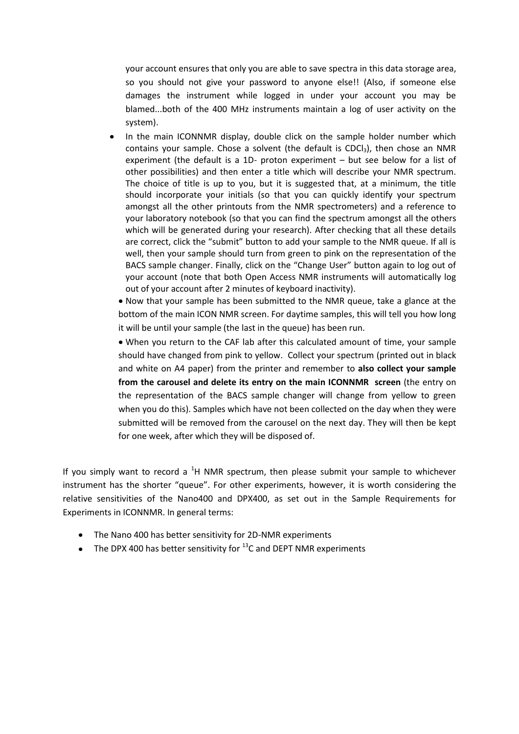your account ensures that only you are able to save spectra in this data storage area, so you should not give your password to anyone else!! (Also, if someone else damages the instrument while logged in under your account you may be blamed...both of the 400 MHz instruments maintain a log of user activity on the system).

- In the main ICONNMR display, double click on the sample holder number which contains your sample. Chose a solvent (the default is $CDCl_3$), then chose an NMR experiment (the default is a 1D- proton experiment – but see below for a list of other possibilities) and then enter a title which will describe your NMR spectrum. The choice of title is up to you, but it is suggested that, at a minimum, the title should incorporate your initials (so that you can quickly identify your spectrum amongst all the other printouts from the NMR spectrometers) and a reference to your laboratory notebook (so that you can find the spectrum amongst all the others which will be generated during your research). After checking that all these details are correct, click the "submit" button to add your sample to the NMR queue. If all is well, then your sample should turn from green to pink on the representation of the BACS sample changer. Finally, click on the "Change User" button again to log out of your account (note that both Open Access NMR instruments will automatically log out of your account after 2 minutes of keyboard inactivity).
- Now that your sample has been submitted to the NMR queue, take a glance at the bottom of the main ICON NMR screen. For daytime samples, this will tell you how long it will be until your sample (the last in the queue) has been run.
- When you return to the CAF lab after this calculated amount of time, your sample should have changed from pink to yellow. Collect your spectrum (printed out in black and white on A4 paper) from the printer and remember to **also collect your sample from the carousel and delete its entry on the main ICONNMR screen** (the entry on the representation of the BACS sample changer will change from yellow to green when you do this). Samples which have not been collected on the day when they were submitted will be removed from the carousel on the next day. They will then be kept for one week, after which they will be disposed of.

If you simply want to record a $^{1}H$ NMR spectrum, then please submit your sample to whichever instrument has the shorter "queue". For other experiments, however, it is worth considering the relative sensitivities of the Nano400 and DPX400, as set out in the Sample Requirements for Experiments in ICONNMR. In general terms:

- The Nano 400 has better sensitivity for 2D-NMR experiments
- The DPX 400 has better sensitivity for $^{13}C$ and DEPT NMR experiments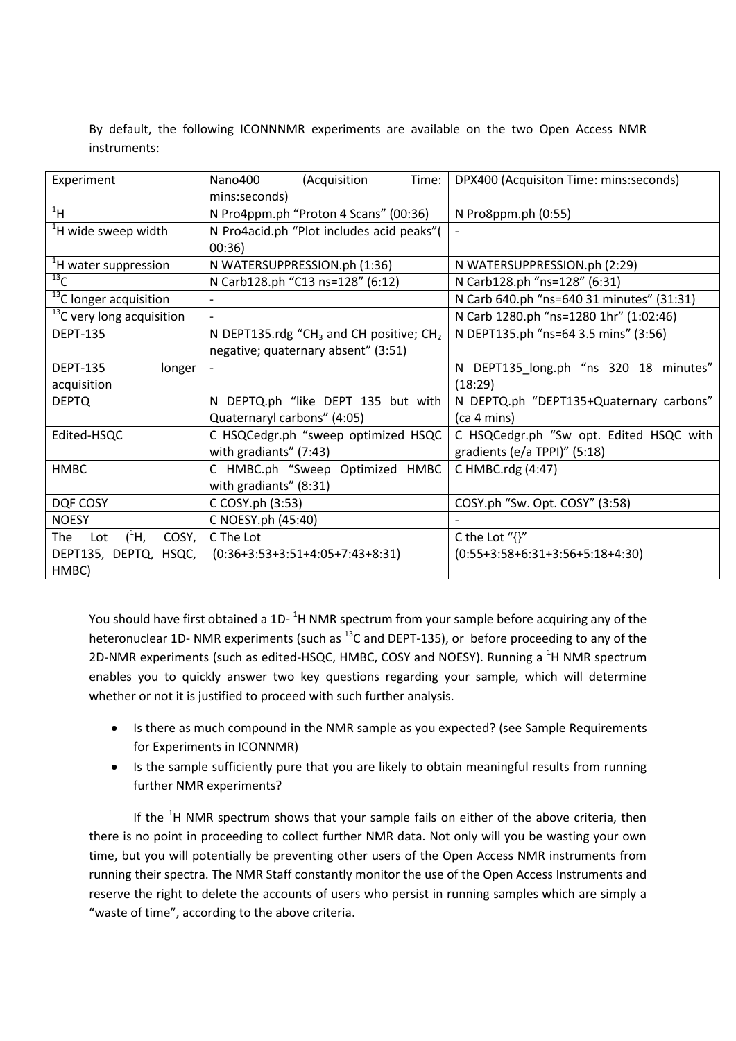By default, the following ICONNNMR experiments are available on the two Open Access NMR instruments:

| Experiment | Nano400 (Acquisition Time: mins:seconds) | DPX400 (Acquisiton Time: mins:seconds) |
|---|---|---|
| $^{1}H$ | N Pro4ppm.ph "Proton 4 Scans" (00:36) | N Pro8ppm.ph (0:55) |
| $^{1}H$ wide sweep width | N Pro4acid.ph "Plot includes acid peaks"( 00:36) | - |
| $^{1}H$ water suppression | N WATERSUPPRESSION.ph (1:36) | N WATERSUPPRESSION.ph (2:29) |
| $^{13}C$ | N Carb128.ph "C13 ns=128" (6:12) | N Carb128.ph "ns=128" (6:31) |
| $^{13}C$ longer acquisition | - | N Carb 640.ph "ns=640 31 minutes" (31:31) |
| $^{13}C$ very long acquisition | - | N Carb 1280.ph "ns=1280 1hr" (1:02:46) |
| DEPT-135 | N DEPT135.rdg "$CH_3$ and CH positive; $CH_2$ negative; quaternary absent" (3:51) | N DEPT135.ph "ns=64 3.5 mins" (3:56) |
| DEPT-135 longer acquisition | - | N DEPT135_long.ph "ns 320 18 minutes" (18:29) |
| DEPTQ | N DEPTQ.ph "like DEPT 135 but with Quaternaryl carbons" (4:05) | N DEPTQ.ph "DEPT135+Quaternary carbons" (ca 4 mins) |
| Edited-HSQC | C HSQCedgr.ph "sweep optimized HSQC with gradiants" (7:43) | C HSQCedgr.ph "Sw opt. Edited HSQC with gradients (e/a TPPI)" (5:18) |
| HMBC | C HMBC.ph "Sweep Optimized HMBC with gradiants" (8:31) | C HMBC.rdg (4:47) |
| DQF COSY | C COSY.ph (3:53) | COSY.ph "Sw. Opt. COSY" (3:58) |
| NOESY | C NOESY.ph (45:40) | - |
| The Lot ($^{1}H$, COSY, DEPT135, DEPTQ, HSQC, HMBC) | C The Lot (0:36+3:53+3:51+4:05+7:43+8:31) | C the Lot "{}" (0:55+3:58+6:31+3:56+5:18+4:30) |

You should have first obtained a 1D- $^{1}H$ NMR spectrum from your sample before acquiring any of the heteronuclear 1D- NMR experiments (such as $^{13}C$ and DEPT-135), or before proceeding to any of the 2D-NMR experiments (such as edited-HSQC, HMBC, COSY and NOESY). Running a $^{1}H$ NMR spectrum enables you to quickly answer two key questions regarding your sample, which will determine whether or not it is justified to proceed with such further analysis.

- Is there as much compound in the NMR sample as you expected? (see Sample Requirements for Experiments in ICONNMR)
- Is the sample sufficiently pure that you are likely to obtain meaningful results from running further NMR experiments?

If the $^{1}H$ NMR spectrum shows that your sample fails on either of the above criteria, then there is no point in proceeding to collect further NMR data. Not only will you be wasting your own time, but you will potentially be preventing other users of the Open Access NMR instruments from running their spectra. The NMR Staff constantly monitor the use of the Open Access Instruments and reserve the right to delete the accounts of users who persist in running samples which are simply a "waste of time", according to the above criteria.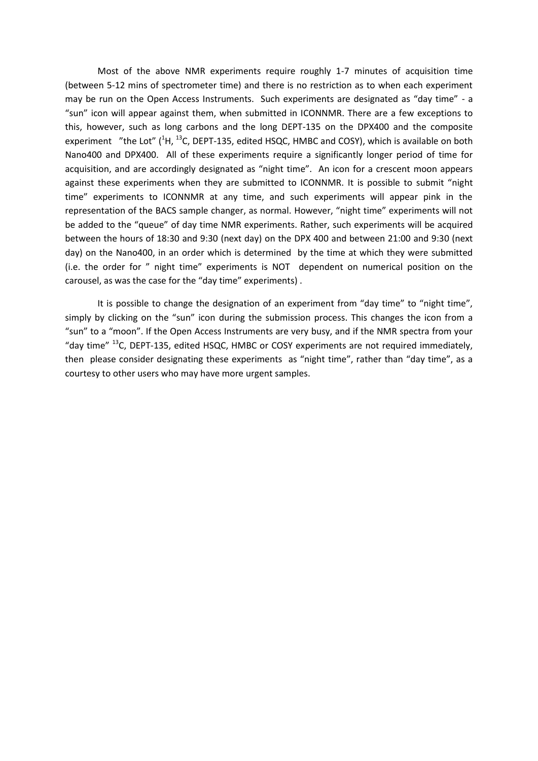Most of the above NMR experiments require roughly 1-7 minutes of acquisition time (between 5-12 mins of spectrometer time) and there is no restriction as to when each experiment may be run on the Open Access Instruments. Such experiments are designated as "day time" - a "sun" icon will appear against them, when submitted in ICONNMR. There are a few exceptions to this, however, such as long carbons and the long DEPT-135 on the DPX400 and the composite experiment "the Lot" ($^{1}H$, $^{13}C$, DEPT-135, edited HSQC, HMBC and COSY), which is available on both Nano400 and DPX400. All of these experiments require a significantly longer period of time for acquisition, and are accordingly designated as "night time". An icon for a crescent moon appears against these experiments when they are submitted to ICONNMR. It is possible to submit "night time" experiments to ICONNMR at any time, and such experiments will appear pink in the representation of the BACS sample changer, as normal. However, "night time" experiments will not be added to the "queue" of day time NMR experiments. Rather, such experiments will be acquired between the hours of 18:30 and 9:30 (next day) on the DPX 400 and between 21:00 and 9:30 (next day) on the Nano400, in an order which is determined by the time at which they were submitted (i.e. the order for " night time" experiments is NOT dependent on numerical position on the carousel, as was the case for the "day time" experiments) .

It is possible to change the designation of an experiment from "day time" to "night time", simply by clicking on the "sun" icon during the submission process. This changes the icon from a "sun" to a "moon". If the Open Access Instruments are very busy, and if the NMR spectra from your "day time" $^{13}C$, DEPT-135, edited HSQC, HMBC or COSY experiments are not required immediately, then please consider designating these experiments as "night time", rather than "day time", as a courtesy to other users who may have more urgent samples.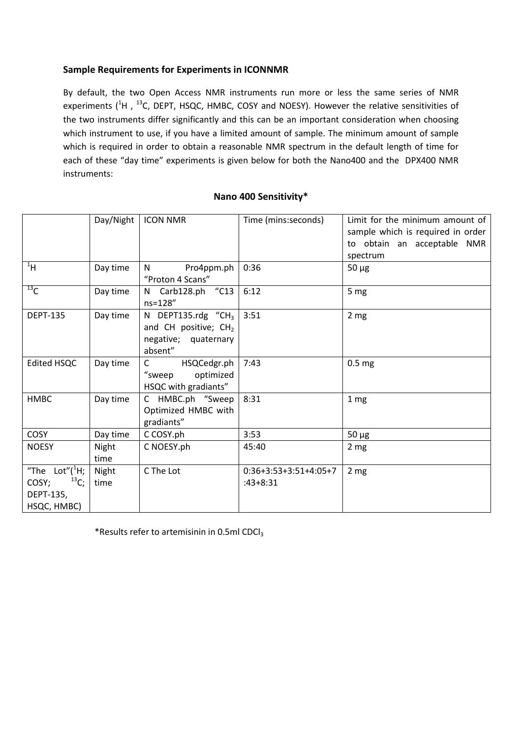**Sample Requirements for Experiments in ICONNMR**

By default, the two Open Access NMR instruments run more or less the same series of NMR experiments ($^{1}H$ , $^{13}C$, DEPT, HSQC, HMBC, COSY and NOESY). However the relative sensitivities of the two instruments differ significantly and this can be an important consideration when choosing which instrument to use, if you have a limited amount of sample. The minimum amount of sample which is required in order to obtain a reasonable NMR spectrum in the default length of time for each of these "day time" experiments is given below for both the Nano400 and the DPX400 NMR instruments:

**Nano 400 Sensitivity***

| | Day/Night | ICON NMR | Time (mins:seconds) | Limit for the minimum amount of sample which is required in order to obtain an acceptable NMR spectrum |
|---|---|---|---|---|
| $^{1}H$ | Day time | N Pro4ppm.ph "Proton 4 Scans" | 0:36 | 50 µg |
| $^{13}C$ | Day time | N Carb128.ph "C13 ns=128" | 6:12 | 5 mg |
| DEPT-135 | Day time | N DEPT135.rdg "$CH_3$ and CH positive; $CH_2$ negative; quaternary absent" | 3:51 | 2 mg |
| Edited HSQC | Day time | C HSQCedgr.ph "sweep optimized HSQC with gradiants" | 7:43 | 0.5 mg |
| HMBC | Day time | C HMBC.ph "Sweep Optimized HMBC with gradiants" | 8:31 | 1 mg |
| COSY | Day time | C COSY.ph | 3:53 | 50 µg |
| NOESY | Night time | C NOESY.ph | 45:40 | 2 mg |
| "The Lot"($^{1}H$; COSY; $^{13}C$; DEPT-135, HSQC, HMBC) | Night time | C The Lot | 0:36+3:53+3:51+4:05+7:43+8:31 | 2 mg |

*Results refer to artemisinin in 0.5ml $CDCl_3$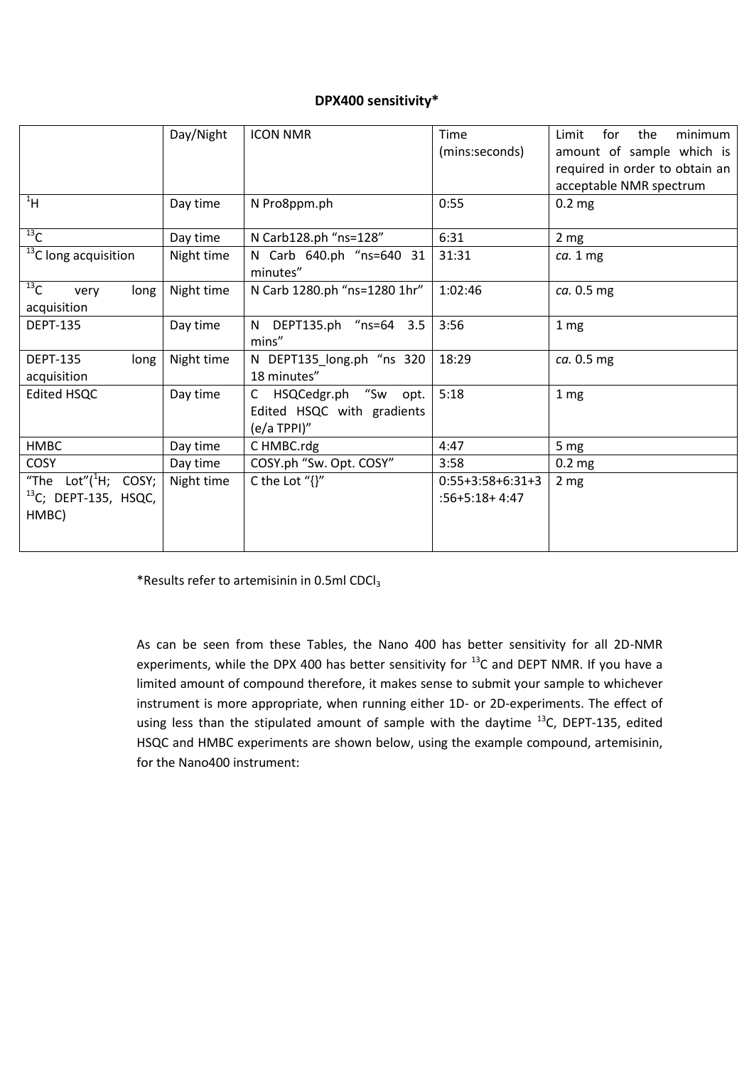**DPX400 sensitivity***

| | Day/Night | ICON NMR | Time (mins:seconds) | Limit for the minimum amount of sample which is required in order to obtain an acceptable NMR spectrum |
|---|---|---|---|---|
| $^{1}H$ | Day time | N Pro8ppm.ph | 0:55 | 0.2 mg |
| $^{13}C$ | Day time | N Carb128.ph "ns=128" | 6:31 | 2 mg |
| $^{13}C$ long acquisition | Night time | N Carb 640.ph "ns=640 31 minutes" | 31:31 | *ca.* 1 mg |
| $^{13}C$ very long acquisition | Night time | N Carb 1280.ph "ns=1280 1hr" | 1:02:46 | *ca.* 0.5 mg |
| DEPT-135 | Day time | N DEPT135.ph "ns=64 3.5 mins" | 3:56 | 1 mg |
| DEPT-135 long acquisition | Night time | N DEPT135_long.ph "ns 320 18 minutes" | 18:29 | *ca.* 0.5 mg |
| Edited HSQC | Day time | C HSQCedgr.ph "Sw opt. Edited HSQC with gradients (e/a TPPI)" | 5:18 | 1 mg |
| HMBC | Day time | C HMBC.rdg | 4:47 | 5 mg |
| COSY | Day time | COSY.ph "Sw. Opt. COSY" | 3:58 | 0.2 mg |
| "The Lot"($^{1}H$; COSY; $^{13}C$; DEPT-135, HSQC, HMBC) | Night time | C the Lot "{}" | 0:55+3:58+6:31+3:56+5:18+ 4:47 | 2 mg |

*Results refer to artemisinin in 0.5ml $CDCl_3$

As can be seen from these Tables, the Nano 400 has better sensitivity for all 2D-NMR experiments, while the DPX 400 has better sensitivity for $^{13}C$ and DEPT NMR. If you have a limited amount of compound therefore, it makes sense to submit your sample to whichever instrument is more appropriate, when running either 1D- or 2D-experiments. The effect of using less than the stipulated amount of sample with the daytime $^{13}C$, DEPT-135, edited HSQC and HMBC experiments are shown below, using the example compound, artemisinin, for the Nano400 instrument: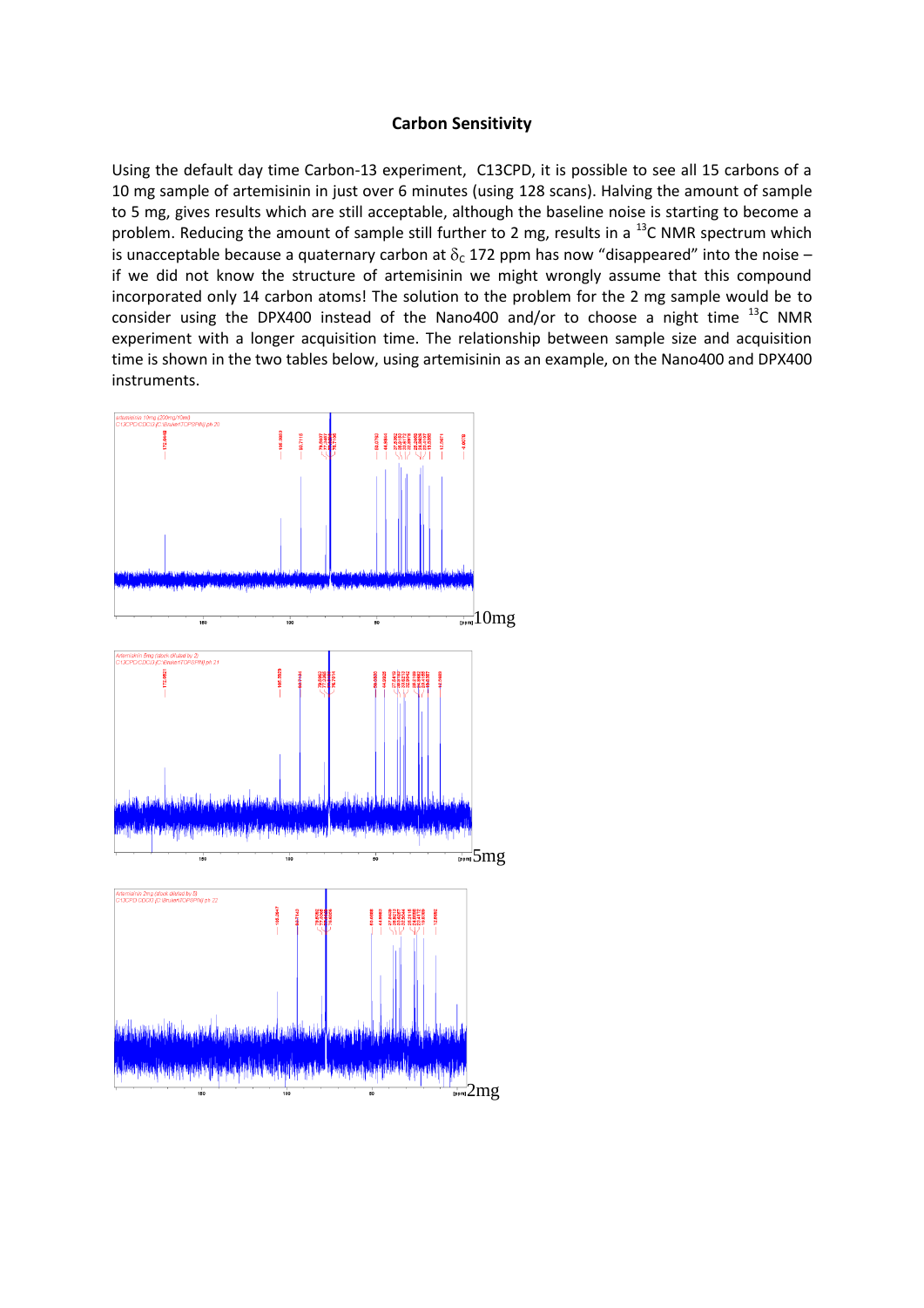### Carbon Sensitivity

Using the default day time Carbon-13 experiment, C13CPD, it is possible to see all 15 carbons of a 10 mg sample of artemisinin in just over 6 minutes (using 128 scans). Halving the amount of sample to 5 mg, gives results which are still acceptable, although the baseline noise is starting to become a problem. Reducing the amount of sample still further to 2 mg, results in a $^{13}$C NMR spectrum which is unacceptable because a quaternary carbon at $\delta_C$ 172 ppm has now "disappeared" into the noise – if we did not know the structure of artemisinin we might wrongly assume that this compound incorporated only 14 carbon atoms! The solution to the problem for the 2 mg sample would be to consider using the DPX400 instead of the Nano400 and/or to choose a night time $^{13}$C NMR experiment with a longer acquisition time. The relationship between sample size and acquisition time is shown in the two tables below, using artemisinin as an example, on the Nano400 and DPX400 instruments.

10mg

5mg

2mg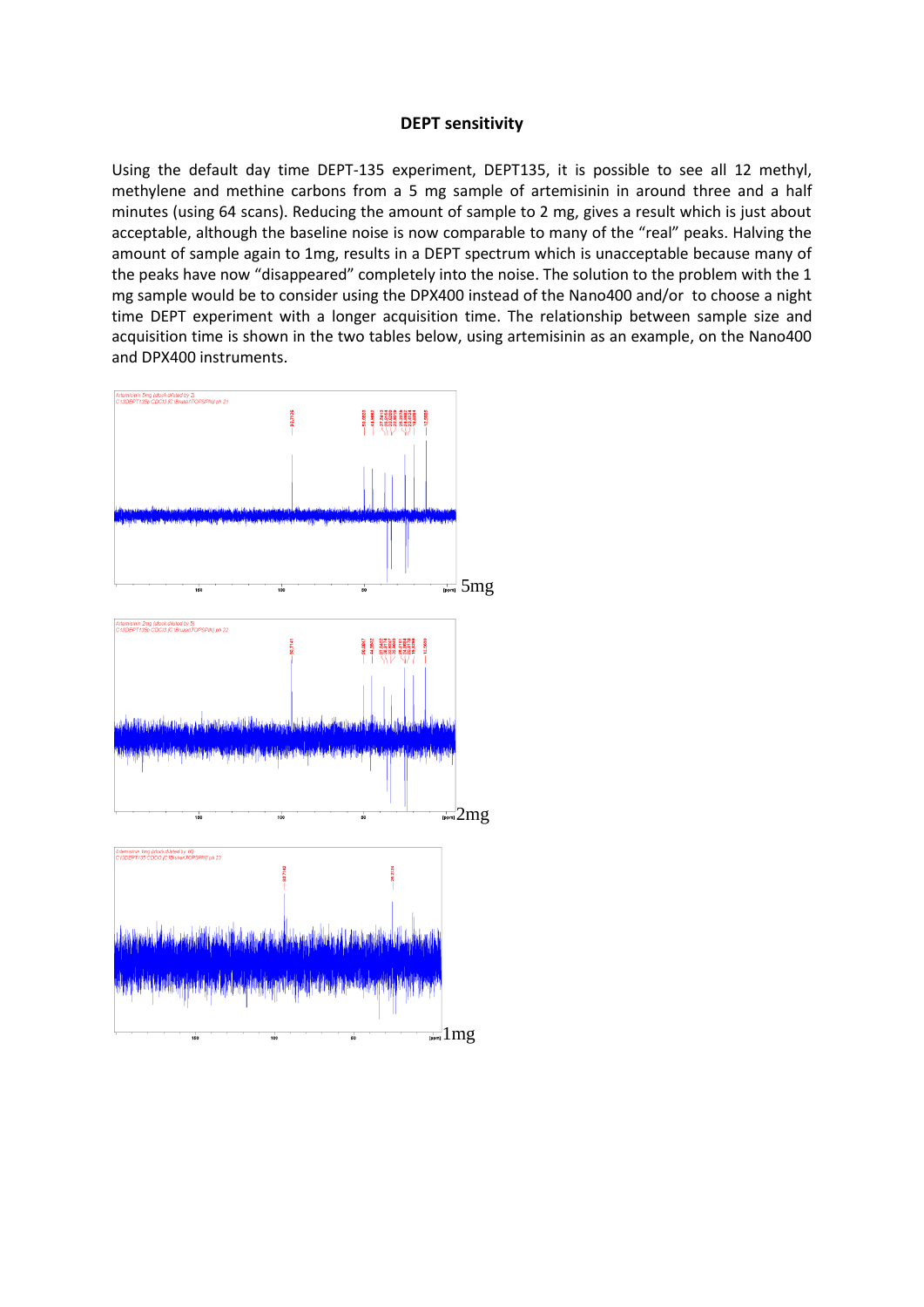**DEPT sensitivity**

Using the default day time DEPT-135 experiment, DEPT135, it is possible to see all 12 methyl, methylene and methine carbons from a 5 mg sample of artemisinin in around three and a half minutes (using 64 scans). Reducing the amount of sample to 2 mg, gives a result which is just about acceptable, although the baseline noise is now comparable to many of the "real" peaks. Halving the amount of sample again to 1mg, results in a DEPT spectrum which is unacceptable because many of the peaks have now "disappeared" completely into the noise. The solution to the problem with the 1 mg sample would be to consider using the DPX400 instead of the Nano400 and/or to choose a night time DEPT experiment with a longer acquisition time. The relationship between sample size and acquisition time is shown in the two tables below, using artemisinin as an example, on the Nano400 and DPX400 instruments.

5mg

2mg

1mg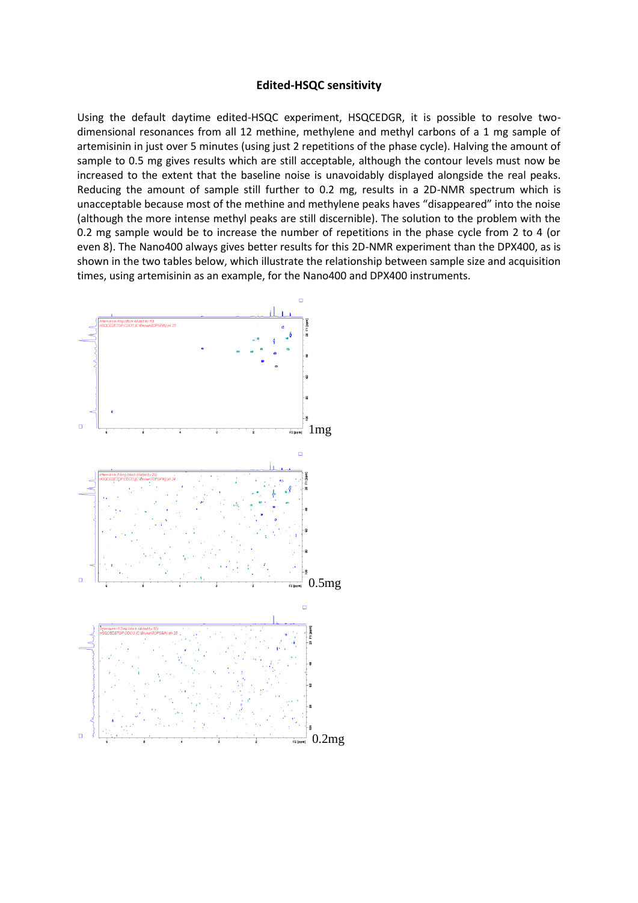### Edited-HSQC sensitivity

Using the default daytime edited-HSQC experiment, HSQCEDGR, it is possible to resolve two-dimensional resonances from all 12 methine, methylene and methyl carbons of a 1 mg sample of artemisinin in just over 5 minutes (using just 2 repetitions of the phase cycle). Halving the amount of sample to 0.5 mg gives results which are still acceptable, although the contour levels must now be increased to the extent that the baseline noise is unavoidably displayed alongside the real peaks. Reducing the amount of sample still further to 0.2 mg, results in a 2D-NMR spectrum which is unacceptable because most of the methine and methylene peaks haves "disappeared" into the noise (although the more intense methyl peaks are still discernible). The solution to the problem with the 0.2 mg sample would be to increase the number of repetitions in the phase cycle from 2 to 4 (or even 8). The Nano400 always gives better results for this 2D-NMR experiment than the DPX400, as is shown in the two tables below, which illustrate the relationship between sample size and acquisition times, using artemisinin as an example, for the Nano400 and DPX400 instruments.

1mg

0.5mg

0.2mg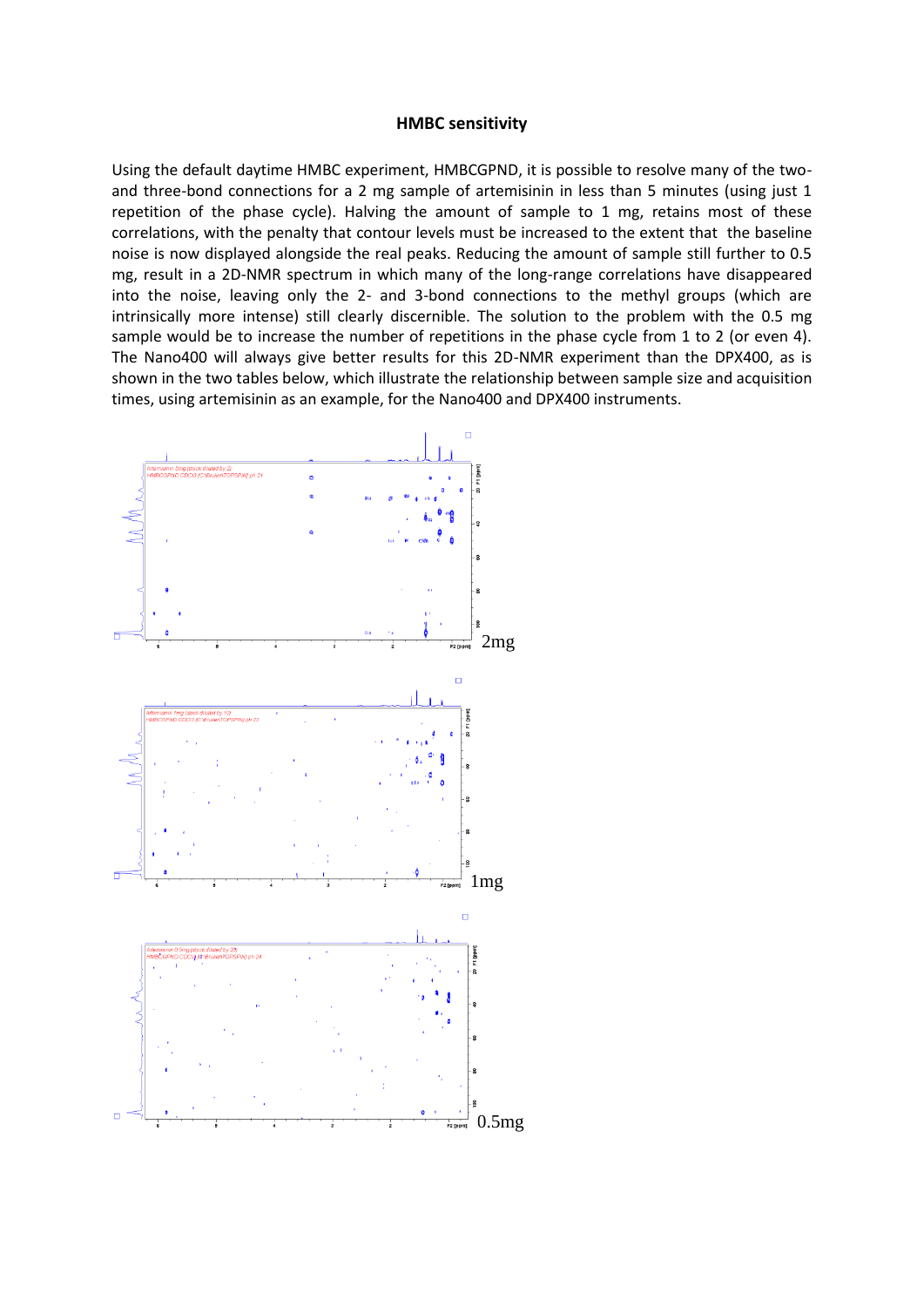**HMBC sensitivity**

Using the default daytime HMBC experiment, HMBCGPND, it is possible to resolve many of the two- and three-bond connections for a 2 mg sample of artemisinin in less than 5 minutes (using just 1 repetition of the phase cycle). Halving the amount of sample to 1 mg, retains most of these correlations, with the penalty that contour levels must be increased to the extent that the baseline noise is now displayed alongside the real peaks. Reducing the amount of sample still further to 0.5 mg, result in a 2D-NMR spectrum in which many of the long-range correlations have disappeared into the noise, leaving only the 2- and 3-bond connections to the methyl groups (which are intrinsically more intense) still clearly discernible. The solution to the problem with the 0.5 mg sample would be to increase the number of repetitions in the phase cycle from 1 to 2 (or even 4). The Nano400 will always give better results for this 2D-NMR experiment than the DPX400, as is shown in the two tables below, which illustrate the relationship between sample size and acquisition times, using artemisinin as an example, for the Nano400 and DPX400 instruments.

2mg

1mg

0.5mg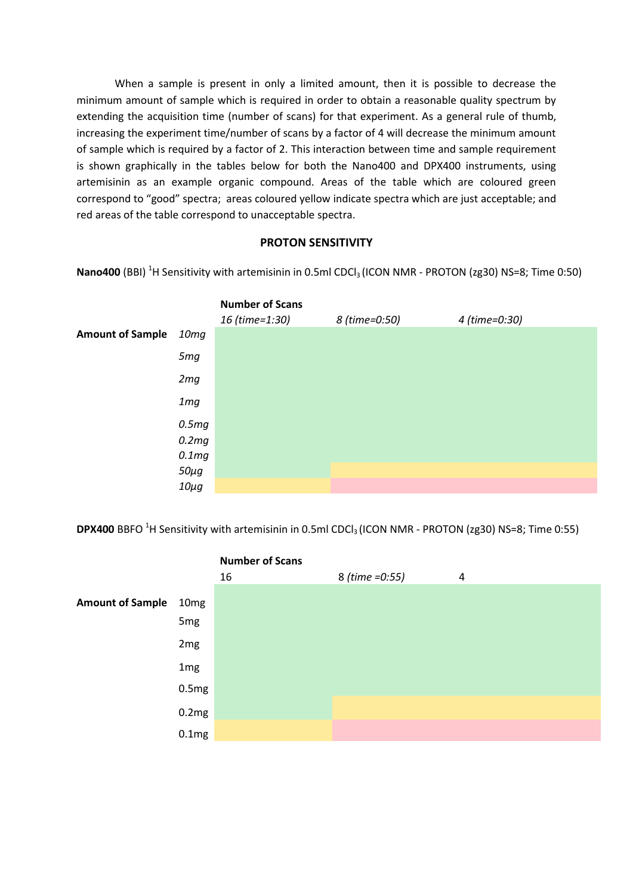When a sample is present in only a limited amount, then it is possible to decrease the minimum amount of sample which is required in order to obtain a reasonable quality spectrum by extending the acquisition time (number of scans) for that experiment. As a general rule of thumb, increasing the experiment time/number of scans by a factor of 4 will decrease the minimum amount of sample which is required by a factor of 2. This interaction between time and sample requirement is shown graphically in the tables below for both the Nano400 and DPX400 instruments, using artemisinin as an example organic compound. Areas of the table which are coloured green correspond to "good" spectra; areas coloured yellow indicate spectra which are just acceptable; and red areas of the table correspond to unacceptable spectra.

## PROTON SENSITIVITY

**Nano400** (BBI) [1]H Sensitivity with artemisinin in 0.5ml $CDCl_3$ (ICON NMR - PROTON (zg30) NS=8; Time 0:50)

| | | **Number of Scans** | | |
|---|---|---|---|---|
| | | *16 (time=1:30)* | *8 (time=0:50)* | *4 (time=0:30)* |
| **Amount of Sample** | *10mg* | | | |
| | *5mg* | | | |
| | *2mg* | | | |
| | *1mg* | | | |
| | *0.5mg* | | | |
| | *0.2mg* | | | |
| | *0.1mg* | | | |
| | *50µg* | | | |
| | *10µg* | | | |

**DPX400** BBFO [1]H Sensitivity with artemisinin in 0.5ml $CDCl_3$ (ICON NMR - PROTON (zg30) NS=8; Time 0:55)

| | | **Number of Scans** | | |
|---|---|---|---|---|
| | | 16 | 8 *(time =0:55)* | 4 |
| **Amount of Sample** | 10mg | | | |
| | 5mg | | | |
| | 2mg | | | |
| | 1mg | | | |
| | 0.5mg | | | |
| | 0.2mg | | | |
| | 0.1mg | | | |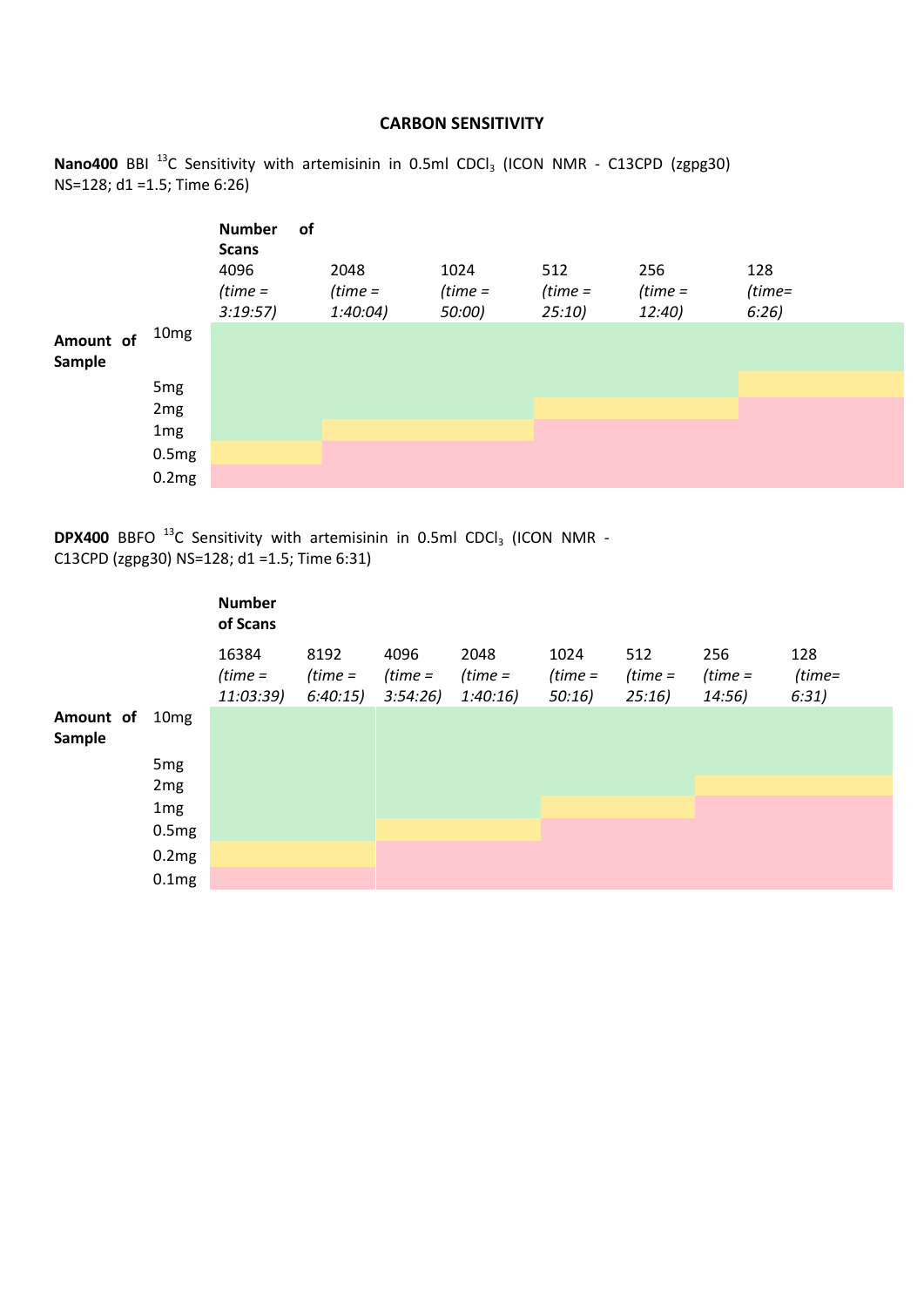# CARBON SENSITIVITY

**Nano400** BBI $^{13}C$ Sensitivity with artemisinin in 0.5ml $CDCl_3$ (ICON NMR - C13CPD (zgpg30) NS=128; d1 =1.5; Time 6:26)

| | | **Number of Scans** | | | | | |
|---|---|---|---|---|---|---|---|
| | | 4096 *(time = 3:19:57)* | 2048 *(time = 1:40:04)* | 1024 *(time = 50:00)* | 512 *(time = 25:10)* | 256 *(time = 12:40)* | 128 *(time= 6:26)* |
| **Amount of Sample** | 10mg | | | | | | |
| | 5mg | | | | | | |
| | 2mg | | | | | | |
| | 1mg | | | | | | |
| | 0.5mg | | | | | | |
| | 0.2mg | | | | | | |

**DPX400** BBFO $^{13}C$ Sensitivity with artemisinin in 0.5ml $CDCl_3$ (ICON NMR - C13CPD (zgpg30) NS=128; d1 =1.5; Time 6:31)

| | | **Number of Scans** | | | | | | | |
|---|---|---|---|---|---|---|---|---|---|
| | | 16384 *(time = 11:03:39)* | 8192 *(time = 6:40:15)* | 4096 *(time = 3:54:26)* | 2048 *(time = 1:40:16)* | 1024 *(time = 50:16)* | 512 *(time = 25:16)* | 256 *(time = 14:56)* | 128 *(time= 6:31)* |
| **Amount of Sample** | 10mg | | | | | | | | |
| | 5mg | | | | | | | | |
| | 2mg | | | | | | | | |
| | 1mg | | | | | | | | |
| | 0.5mg | | | | | | | | |
| | 0.2mg | | | | | | | | |
| | 0.1mg | | | | | | | | |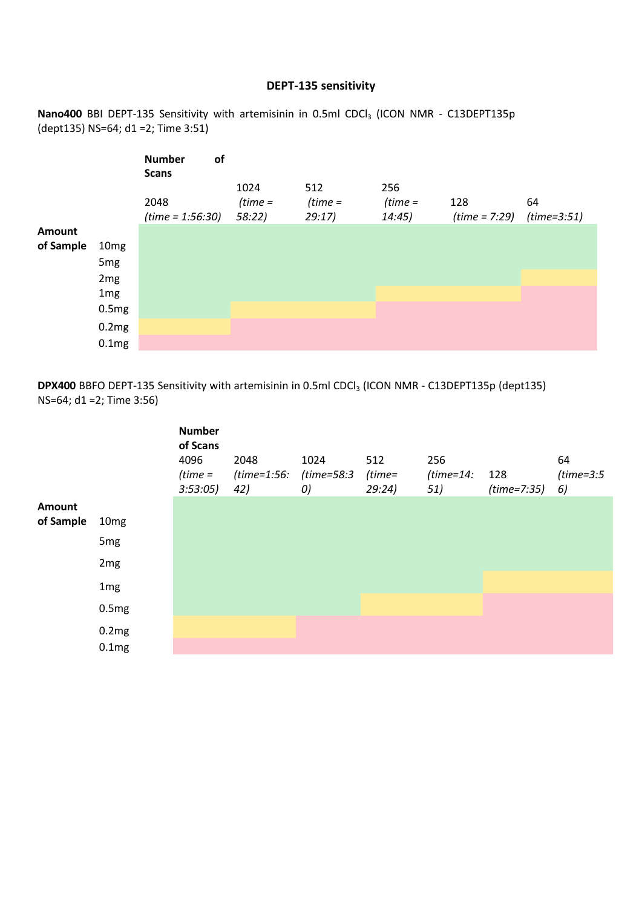# DEPT-135 sensitivity

**Nano400** BBI DEPT-135 Sensitivity with artemisinin in 0.5ml $CDCl_3$ (ICON NMR - C13DEPT135p (dept135) NS=64; d1 =2; Time 3:51)

| | | **Number of Scans** | | | | | |
|---|---|---|---|---|---|---|---|
| | | 2048 *(time = 1:56:30)* | 1024 *(time = 58:22)* | 512 *(time = 29:17)* | 256 *(time = 14:45)* | 128 *(time = 7:29)* | 64 *(time=3:51)* |
| **Amount of Sample** | 10mg | | | | | | |
| | 5mg | | | | | | |
| | 2mg | | | | | | |
| | 1mg | | | | | | |
| | 0.5mg | | | | | | |
| | 0.2mg | | | | | | |
| | 0.1mg | | | | | | |

**DPX400** BBFO DEPT-135 Sensitivity with artemisinin in 0.5ml $CDCl_3$ (ICON NMR - C13DEPT135p (dept135) NS=64; d1 =2; Time 3:56)

| | | **Number of Scans** | | | | | | |
|---|---|---|---|---|---|---|---|---|
| | | 4096 *(time = 3:53:05)* | 2048 *(time=1:56:42)* | 1024 *(time=58:30)* | 512 *(time= 29:24)* | 256 *(time=14:51)* | 128 *(time=7:35)* | 64 *(time=3:56)* |
| **Amount of Sample** | 10mg | | | | | | | |
| | 5mg | | | | | | | |
| | 2mg | | | | | | | |
| | 1mg | | | | | | | |
| | 0.5mg | | | | | | | |
| | 0.2mg | | | | | | | |
| | 0.1mg | | | | | | | |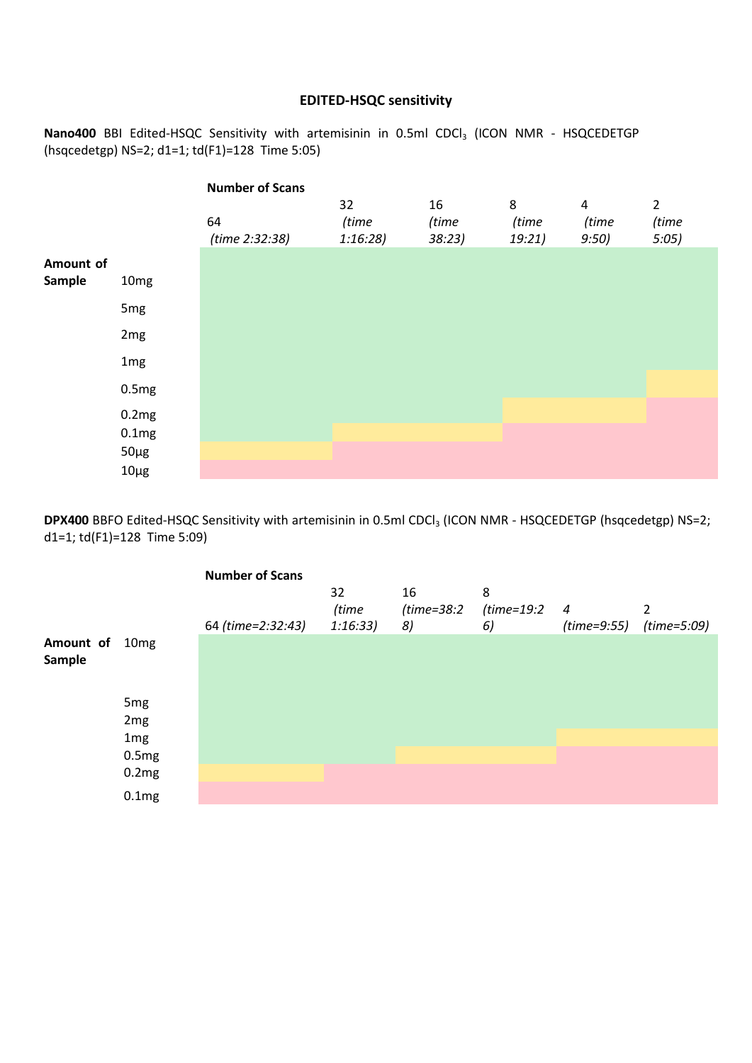## EDITED-HSQC sensitivity

**Nano400** BBI Edited-HSQC Sensitivity with artemisinin in 0.5ml $CDCl_3$ (ICON NMR - HSQCEDETGP (hsqcedetgp) NS=2; d1=1; td(F1)=128 Time 5:05)

| Amount of Sample | Number of Scans: 64 *(time 2:32:38)* | 32 *(time 1:16:28)* | 16 *(time 38:23)* | 8 *(time 19:21)* | 4 *(time 9:50)* | 2 *(time 5:05)* |
|---|---|---|---|---|---|---|
| 10mg | | | | | | |
| 5mg | | | | | | |
| 2mg | | | | | | |
| 1mg | | | | | | |
| 0.5mg | | | | | | |
| 0.2mg | | | | | | |
| 0.1mg | | | | | | |
| 50µg | | | | | | |
| 10µg | | | | | | |

**DPX400** BBFO Edited-HSQC Sensitivity with artemisinin in 0.5ml $CDCl_3$ (ICON NMR - HSQCEDETGP (hsqcedetgp) NS=2; d1=1; td(F1)=128 Time 5:09)

| Amount of Sample | Number of Scans: 64 *(time=2:32:43)* | 32 *(time 1:16:33)* | 16 *(time=38:28)* | 8 *(time=19:26)* | 4 *(time=9:55)* | 2 *(time=5:09)* |
|---|---|---|---|---|---|---|
| 10mg | | | | | | |
| 5mg | | | | | | |
| 2mg | | | | | | |
| 1mg | | | | | | |
| 0.5mg | | | | | | |
| 0.2mg | | | | | | |
| 0.1mg | | | | | | |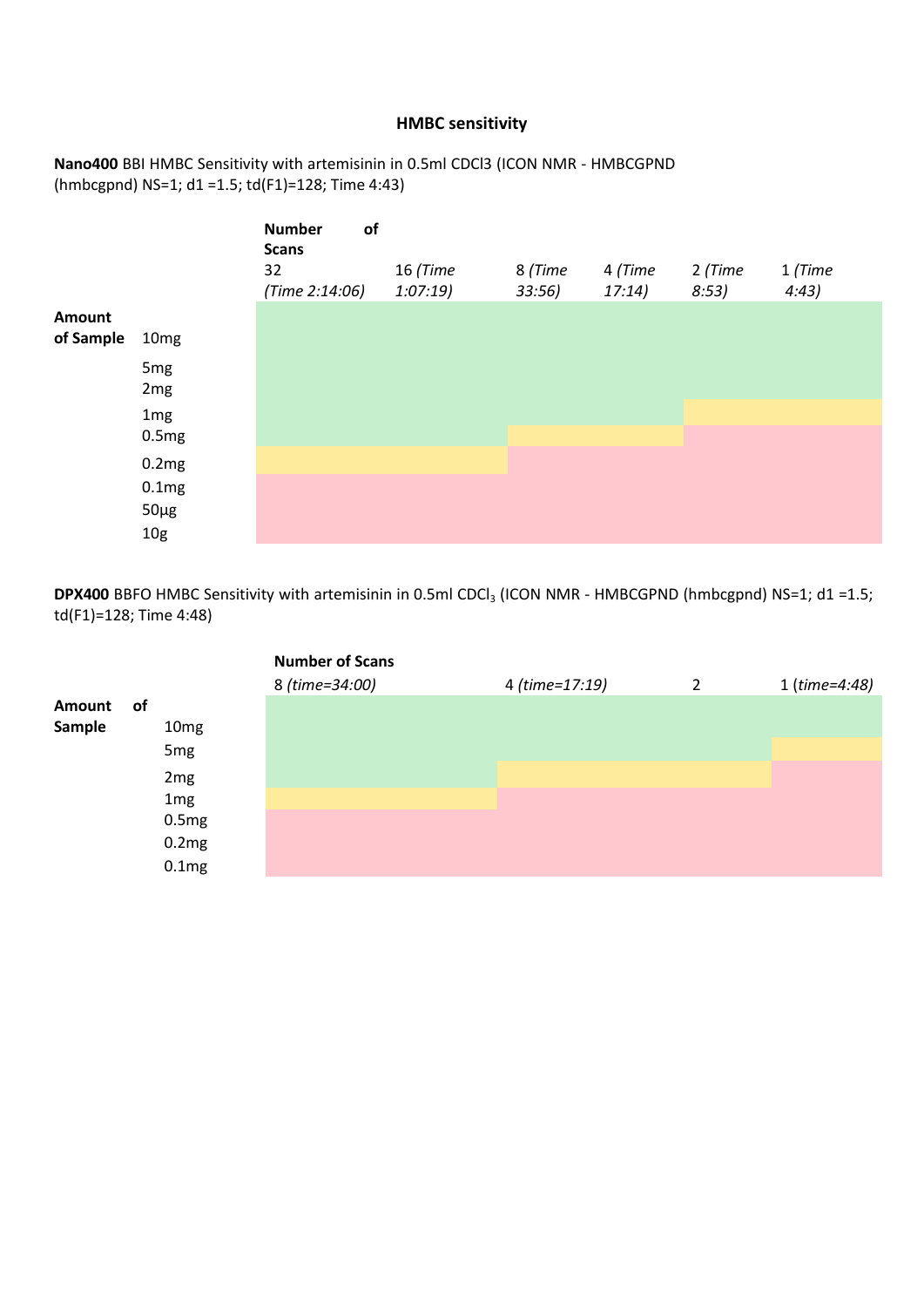## HMBC sensitivity

**Nano400** BBI HMBC Sensitivity with artemisinin in 0.5ml $CDCl_3$ (ICON NMR - HMBCGPND (hmbcgpnd) NS=1; d1 =1.5; td(F1)=128; Time 4:43)

| | | Number of Scans | | | | | |
|---|---|---|---|---|---|---|---|
| | | 32 *(Time 2:14:06)* | 16 *(Time 1:07:19)* | 8 *(Time 33:56)* | 4 *(Time 17:14)* | 2 *(Time 8:53)* | 1 *(Time 4:43)* |
| **Amount of Sample** | 10mg | | | | | | |
| | 5mg | | | | | | |
| | 2mg | | | | | | |
| | 1mg | | | | | | |
| | 0.5mg | | | | | | |
| | 0.2mg | | | | | | |
| | 0.1mg | | | | | | |
| | 50µg | | | | | | |
| | 10g | | | | | | |

**DPX400** BBFO HMBC Sensitivity with artemisinin in 0.5ml $CDCl_3$ (ICON NMR - HMBCGPND (hmbcgpnd) NS=1; d1 =1.5; td(F1)=128; Time 4:48)

| | | Number of Scans | | | |
|---|---|---|---|---|---|
| | | 8 *(time=34:00)* | 4 *(time=17:19)* | 2 | 1 *(time=4:48)* |
| **Amount of Sample** | 10mg | | | | |
| | 5mg | | | | |
| | 2mg | | | | |
| | 1mg | | | | |
| | 0.5mg | | | | |
| | 0.2mg | | | | |
| | 0.1mg | | | | |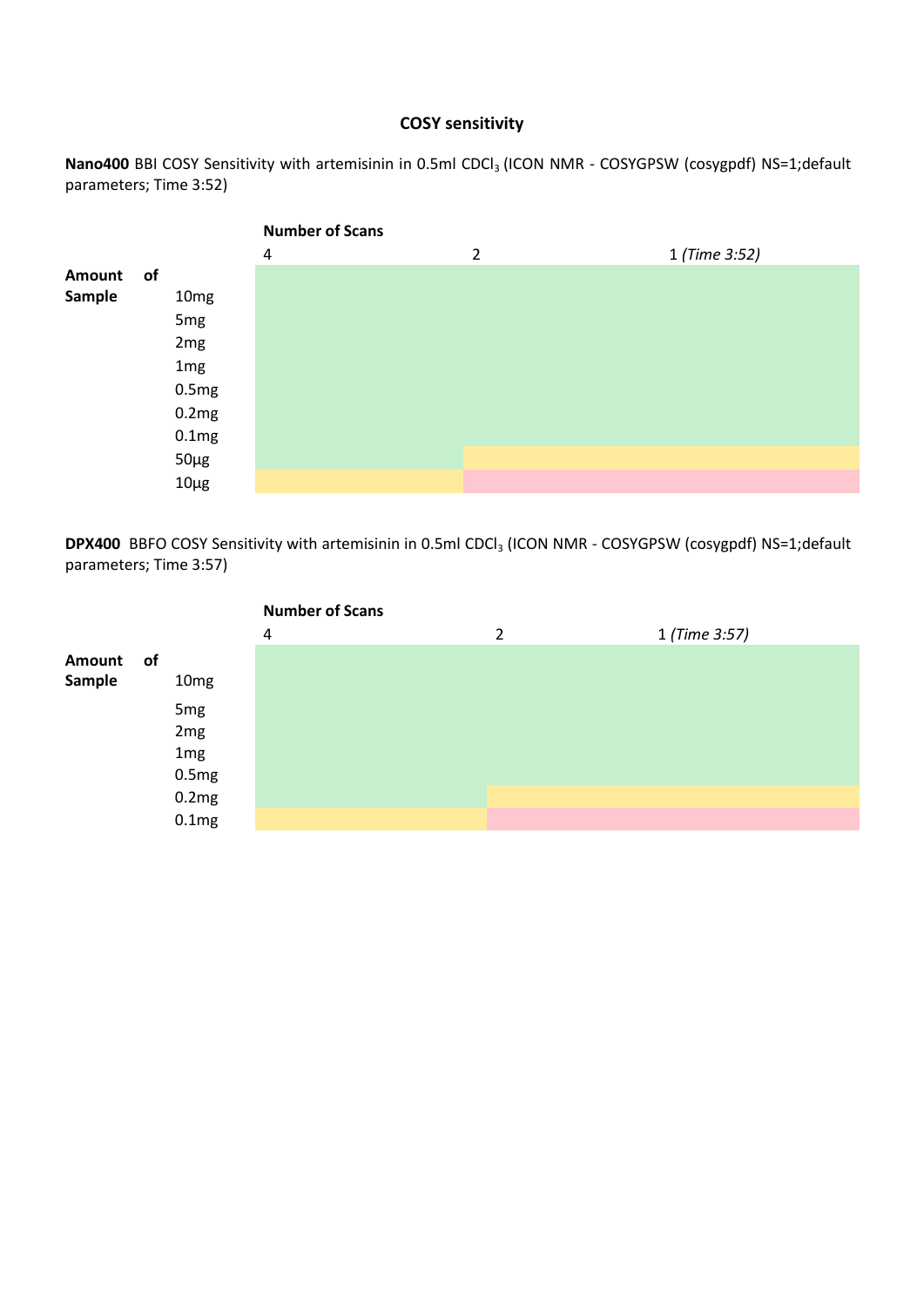# COSY sensitivity

**Nano400** BBI COSY Sensitivity with artemisinin in 0.5ml $CDCl_3$ (ICON NMR - COSYGPSW (cosygpdf) NS=1;default parameters; Time 3:52)

| | | Number of Scans | | |
|---|---|---|---|---|
| | | 4 | 2 | 1 *(Time 3:52)* |
| **Amount of Sample** | 10mg | | | |
| | 5mg | | | |
| | 2mg | | | |
| | 1mg | | | |
| | 0.5mg | | | |
| | 0.2mg | | | |
| | 0.1mg | | | |
| | 50µg | | | |
| | 10µg | | | |

**DPX400** BBFO COSY Sensitivity with artemisinin in 0.5ml $CDCl_3$ (ICON NMR - COSYGPSW (cosygpdf) NS=1;default parameters; Time 3:57)

| | | Number of Scans | | |
|---|---|---|---|---|
| | | 4 | 2 | 1 *(Time 3:57)* |
| **Amount of Sample** | 10mg | | | |
| | 5mg | | | |
| | 2mg | | | |
| | 1mg | | | |
| | 0.5mg | | | |
| | 0.2mg | | | |
| | 0.1mg | | | |